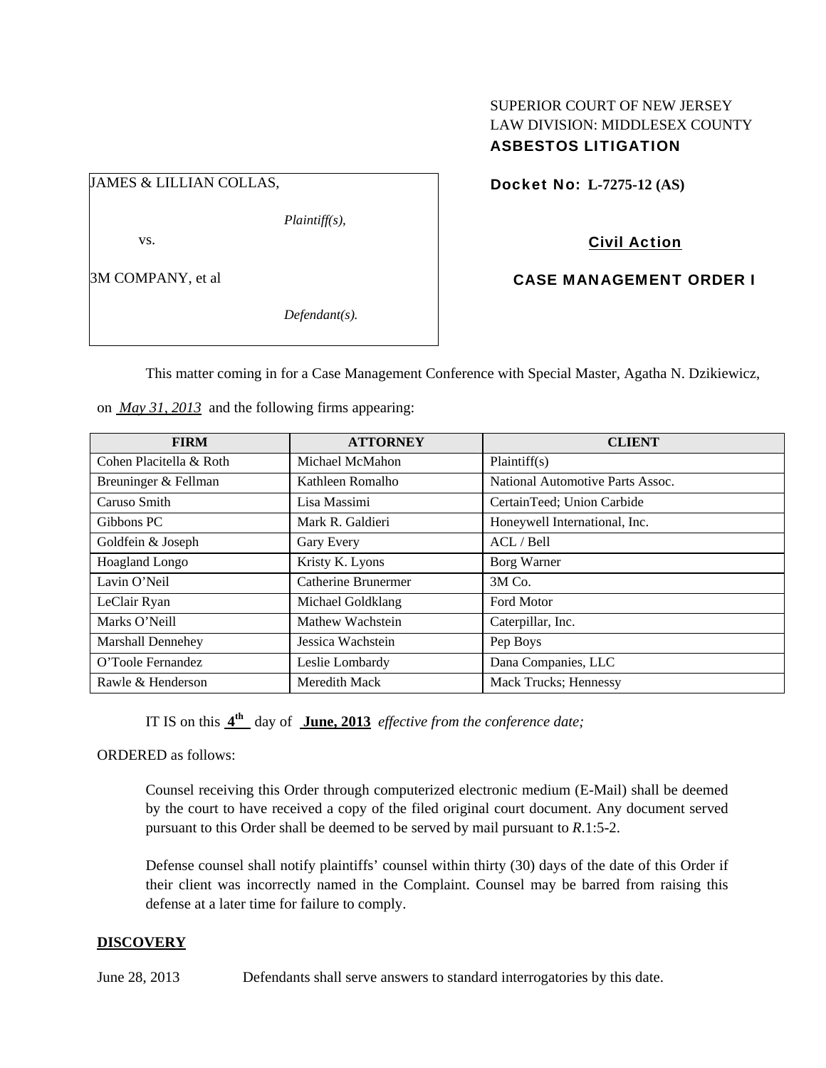SUPERIOR COURT OF NEW JERSEY
LAW DIVISION: MIDDLESEX COUNTY
**ASBESTOS LITIGATION**

JAMES & LILLIAN COLLAS,

*Plaintiff(s),*

vs.

3M COMPANY, et al

*Defendant(s).*

**Docket No: L-7275-12 (AS)**

**Civil Action**

**CASE MANAGEMENT ORDER I**

This matter coming in for a Case Management Conference with Special Master, Agatha N. Dzikiewicz, on *May 31, 2013* and the following firms appearing:

| FIRM | ATTORNEY | CLIENT |
|---|---|---|
| Cohen Placitella & Roth | Michael McMahon | Plaintiff(s) |
| Breuninger & Fellman | Kathleen Romalho | National Automotive Parts Assoc. |
| Caruso Smith | Lisa Massimi | CertainTeed; Union Carbide |
| Gibbons PC | Mark R. Galdieri | Honeywell International, Inc. |
| Goldfein & Joseph | Gary Every | ACL / Bell |
| Hoagland Longo | Kristy K. Lyons | Borg Warner |
| Lavin O'Neil | Catherine Brunermer | 3M Co. |
| LeClair Ryan | Michael Goldklang | Ford Motor |
| Marks O'Neill | Mathew Wachstein | Caterpillar, Inc. |
| Marshall Dennehey | Jessica Wachstein | Pep Boys |
| O'Toole Fernandez | Leslie Lombardy | Dana Companies, LLC |
| Rawle & Henderson | Meredith Mack | Mack Trucks; Hennessy |

IT IS on this **4th** day of **June, 2013** *effective from the conference date;*

ORDERED as follows:

Counsel receiving this Order through computerized electronic medium (E-Mail) shall be deemed by the court to have received a copy of the filed original court document. Any document served pursuant to this Order shall be deemed to be served by mail pursuant to *R*.1:5-2.

Defense counsel shall notify plaintiffs' counsel within thirty (30) days of the date of this Order if their client was incorrectly named in the Complaint. Counsel may be barred from raising this defense at a later time for failure to comply.

## DISCOVERY

June 28, 2013 Defendants shall serve answers to standard interrogatories by this date.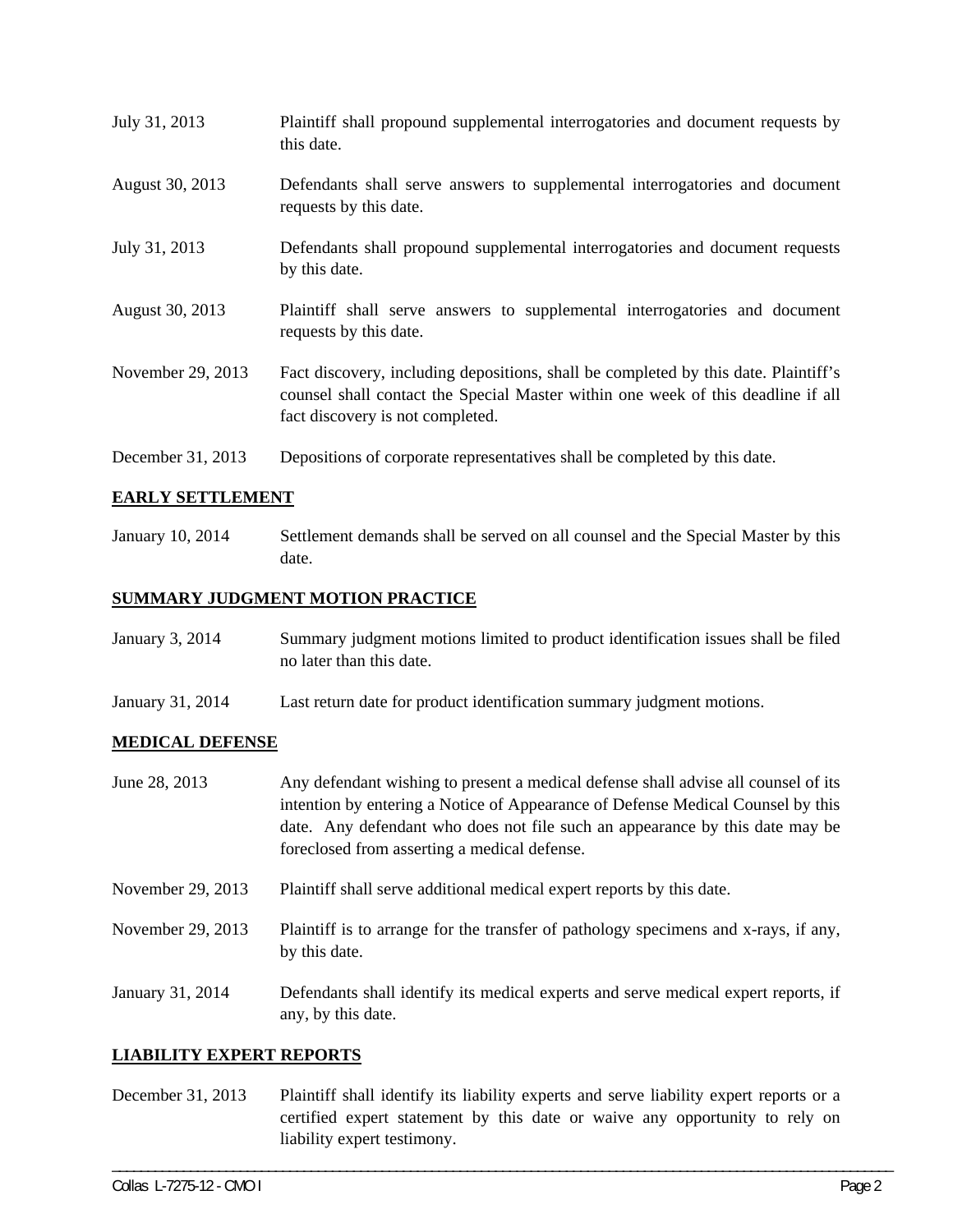| | |
|---|---|
| July 31, 2013 | Plaintiff shall propound supplemental interrogatories and document requests by this date. |
| August 30, 2013 | Defendants shall serve answers to supplemental interrogatories and document requests by this date. |
| July 31, 2013 | Defendants shall propound supplemental interrogatories and document requests by this date. |
| August 30, 2013 | Plaintiff shall serve answers to supplemental interrogatories and document requests by this date. |
| November 29, 2013 | Fact discovery, including depositions, shall be completed by this date. Plaintiff's counsel shall contact the Special Master within one week of this deadline if all fact discovery is not completed. |
| December 31, 2013 | Depositions of corporate representatives shall be completed by this date. |

**EARLY SETTLEMENT**

| | |
|---|---|
| January 10, 2014 | Settlement demands shall be served on all counsel and the Special Master by this date. |

**SUMMARY JUDGMENT MOTION PRACTICE**

| | |
|---|---|
| January 3, 2014 | Summary judgment motions limited to product identification issues shall be filed no later than this date. |
| January 31, 2014 | Last return date for product identification summary judgment motions. |

**MEDICAL DEFENSE**

| | |
|---|---|
| June 28, 2013 | Any defendant wishing to present a medical defense shall advise all counsel of its intention by entering a Notice of Appearance of Defense Medical Counsel by this date. Any defendant who does not file such an appearance by this date may be foreclosed from asserting a medical defense. |
| November 29, 2013 | Plaintiff shall serve additional medical expert reports by this date. |
| November 29, 2013 | Plaintiff is to arrange for the transfer of pathology specimens and x-rays, if any, by this date. |
| January 31, 2014 | Defendants shall identify its medical experts and serve medical expert reports, if any, by this date. |

**LIABILITY EXPERT REPORTS**

| | |
|---|---|
| December 31, 2013 | Plaintiff shall identify its liability experts and serve liability expert reports or a certified expert statement by this date or waive any opportunity to rely on liability expert testimony. |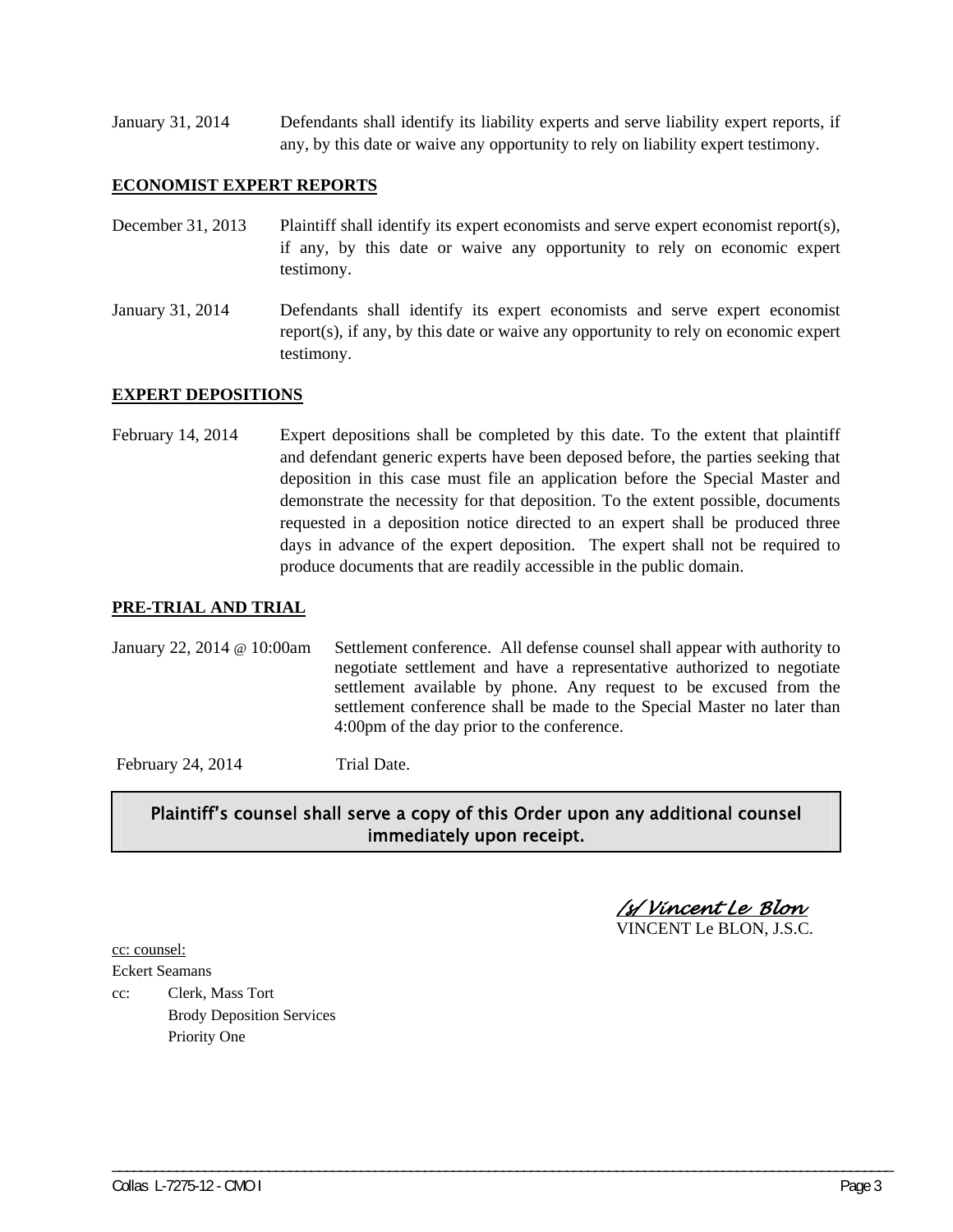January 31, 2014 Defendants shall identify its liability experts and serve liability expert reports, if any, by this date or waive any opportunity to rely on liability expert testimony.

**ECONOMIST EXPERT REPORTS**

December 31, 2013 Plaintiff shall identify its expert economists and serve expert economist report(s), if any, by this date or waive any opportunity to rely on economic expert testimony.

January 31, 2014 Defendants shall identify its expert economists and serve expert economist report(s), if any, by this date or waive any opportunity to rely on economic expert testimony.

**EXPERT DEPOSITIONS**

February 14, 2014 Expert depositions shall be completed by this date. To the extent that plaintiff and defendant generic experts have been deposed before, the parties seeking that deposition in this case must file an application before the Special Master and demonstrate the necessity for that deposition. To the extent possible, documents requested in a deposition notice directed to an expert shall be produced three days in advance of the expert deposition. The expert shall not be required to produce documents that are readily accessible in the public domain.

**PRE-TRIAL AND TRIAL**

January 22, 2014 @ 10:00am Settlement conference. All defense counsel shall appear with authority to negotiate settlement and have a representative authorized to negotiate settlement available by phone. Any request to be excused from the settlement conference shall be made to the Special Master no later than 4:00pm of the day prior to the conference.

February 24, 2014 Trial Date.

**Plaintiff's counsel shall serve a copy of this Order upon any additional counsel immediately upon receipt.**

/s/ Vincent Le Blon
VINCENT Le BLON, J.S.C.

cc: counsel:
Eckert Seamans

cc: Clerk, Mass Tort
Brody Deposition Services
Priority One